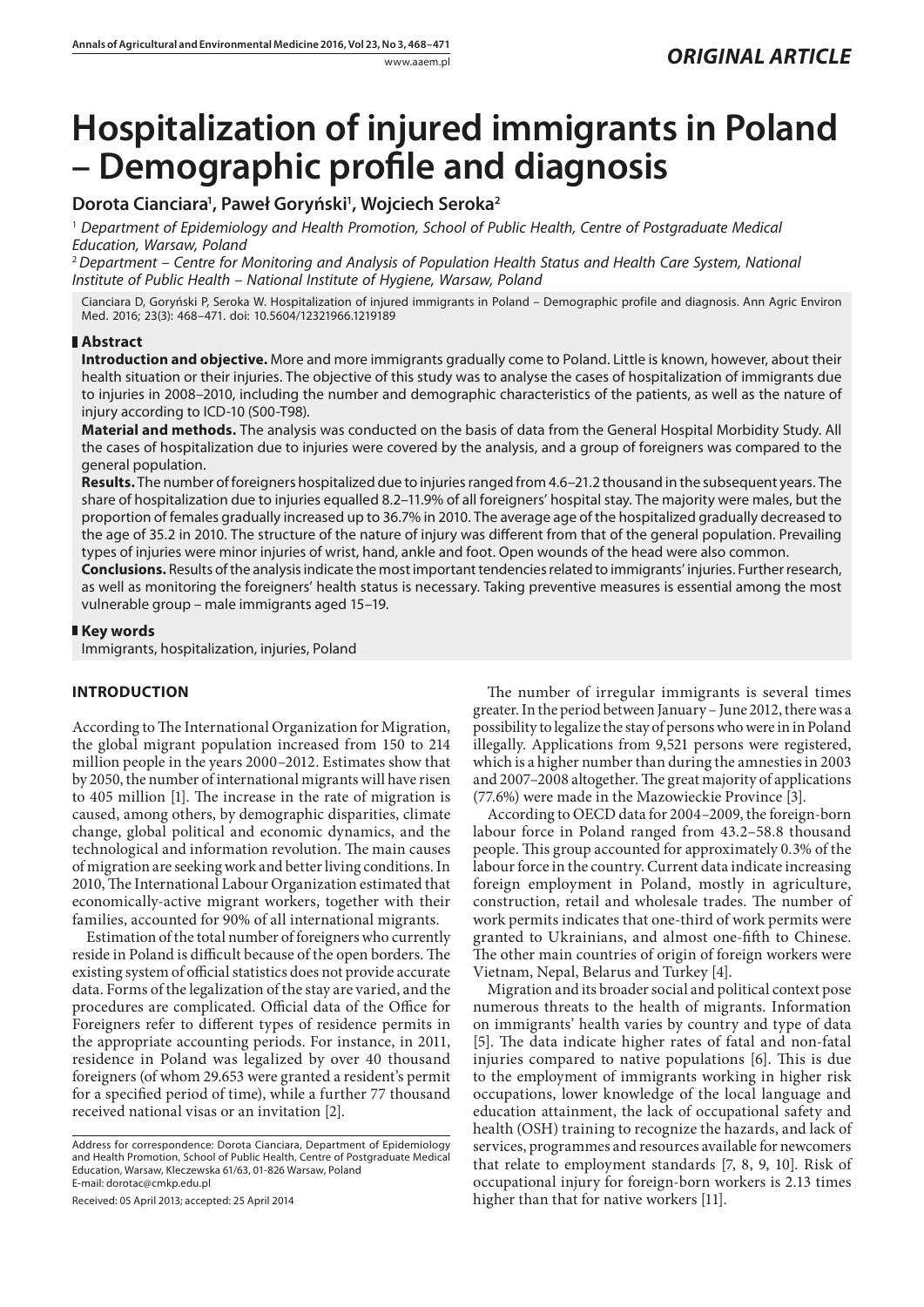*ORIGINAL ARTICLE*

# Hospitalization of injured immigrants in Poland – Demographic profile and diagnosis

**Dorota Cianciara[1], Paweł Goryński[1], Wojciech Seroka[2]**

[1] *Department of Epidemiology and Health Promotion, School of Public Health, Centre of Postgraduate Medical Education, Warsaw, Poland*

[2] *Department – Centre for Monitoring and Analysis of Population Health Status and Health Care System, National Institute of Public Health – National Institute of Hygiene, Warsaw, Poland*

Cianciara D, Goryński P, Seroka W. Hospitalization of injured immigrants in Poland – Demographic profile and diagnosis. Ann Agric Environ Med. 2016; 23(3): 468–471. doi: 10.5604/12321966.1219189

## Abstract

**Introduction and objective.** More and more immigrants gradually come to Poland. Little is known, however, about their health situation or their injuries. The objective of this study was to analyse the cases of hospitalization of immigrants due to injuries in 2008–2010, including the number and demographic characteristics of the patients, as well as the nature of injury according to ICD-10 (S00-T98).

**Material and methods.** The analysis was conducted on the basis of data from the General Hospital Morbidity Study. All the cases of hospitalization due to injuries were covered by the analysis, and a group of foreigners was compared to the general population.

**Results.** The number of foreigners hospitalized due to injuries ranged from 4.6–21.2 thousand in the subsequent years. The share of hospitalization due to injuries equalled 8.2–11.9% of all foreigners' hospital stay. The majority were males, but the proportion of females gradually increased up to 36.7% in 2010. The average age of the hospitalized gradually decreased to the age of 35.2 in 2010. The structure of the nature of injury was different from that of the general population. Prevailing types of injuries were minor injuries of wrist, hand, ankle and foot. Open wounds of the head were also common.

**Conclusions.** Results of the analysis indicate the most important tendencies related to immigrants' injuries. Further research, as well as monitoring the foreigners' health status is necessary. Taking preventive measures is essential among the most vulnerable group – male immigrants aged 15–19.

## Key words

Immigrants, hospitalization, injuries, Poland

## INTRODUCTION

According to The International Organization for Migration, the global migrant population increased from 150 to 214 million people in the years 2000–2012. Estimates show that by 2050, the number of international migrants will have risen to 405 million [1]. The increase in the rate of migration is caused, among others, by demographic disparities, climate change, global political and economic dynamics, and the technological and information revolution. The main causes of migration are seeking work and better living conditions. In 2010, The International Labour Organization estimated that economically-active migrant workers, together with their families, accounted for 90% of all international migrants.

Estimation of the total number of foreigners who currently reside in Poland is difficult because of the open borders. The existing system of official statistics does not provide accurate data. Forms of the legalization of the stay are varied, and the procedures are complicated. Official data of the Office for Foreigners refer to different types of residence permits in the appropriate accounting periods. For instance, in 2011, residence in Poland was legalized by over 40 thousand foreigners (of whom 29.653 were granted a resident's permit for a specified period of time), while a further 77 thousand received national visas or an invitation [2].

The number of irregular immigrants is several times greater. In the period between January – June 2012, there was a possibility to legalize the stay of persons who were in in Poland illegally. Applications from 9,521 persons were registered, which is a higher number than during the amnesties in 2003 and 2007–2008 altogether. The great majority of applications (77.6%) were made in the Mazowieckie Province [3].

According to OECD data for 2004–2009, the foreign-born labour force in Poland ranged from 43.2–58.8 thousand people. This group accounted for approximately 0.3% of the labour force in the country. Current data indicate increasing foreign employment in Poland, mostly in agriculture, construction, retail and wholesale trades. The number of work permits indicates that one-third of work permits were granted to Ukrainians, and almost one-fifth to Chinese. The other main countries of origin of foreign workers were Vietnam, Nepal, Belarus and Turkey [4].

Migration and its broader social and political context pose numerous threats to the health of migrants. Information on immigrants' health varies by country and type of data [5]. The data indicate higher rates of fatal and non-fatal injuries compared to native populations [6]. This is due to the employment of immigrants working in higher risk occupations, lower knowledge of the local language and education attainment, the lack of occupational safety and health (OSH) training to recognize the hazards, and lack of services, programmes and resources available for newcomers that relate to employment standards [7, 8, 9, 10]. Risk of occupational injury for foreign-born workers is 2.13 times higher than that for native workers [11].

Address for correspondence: Dorota Cianciara, Department of Epidemiology and Health Promotion, School of Public Health, Centre of Postgraduate Medical Education, Warsaw, Kleczewska 61/63, 01-826 Warsaw, Poland
E-mail: dorotac@cmkp.edu.pl

Received: 05 April 2013; accepted: 25 April 2014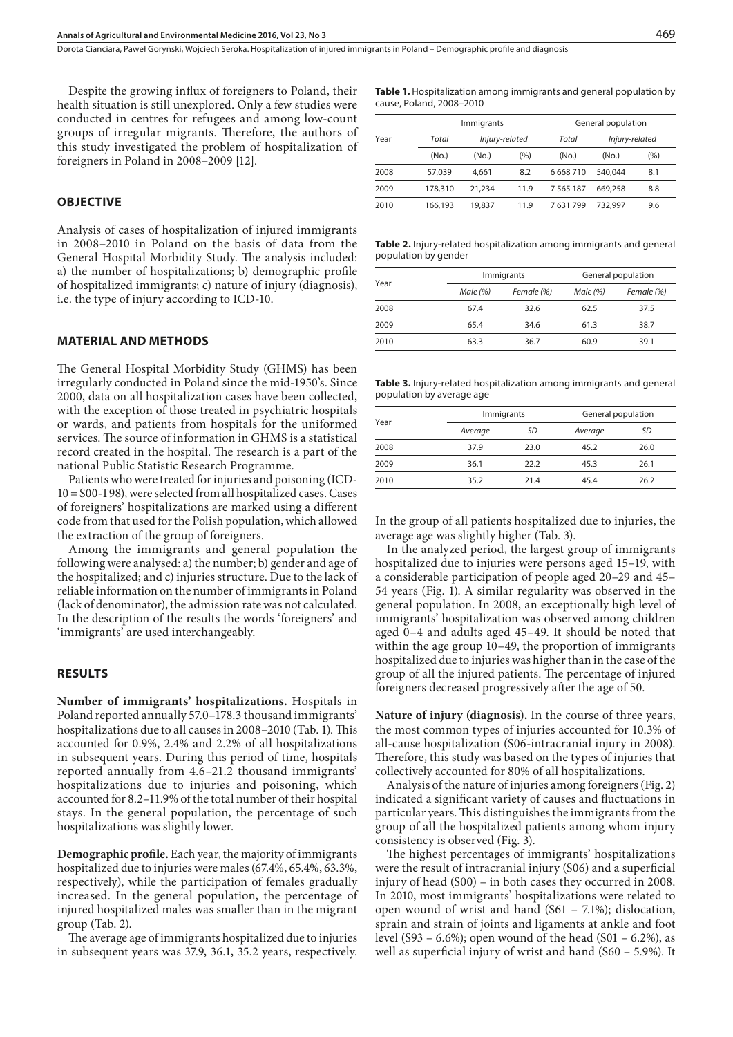Despite the growing influx of foreigners to Poland, their health situation is still unexplored. Only a few studies were conducted in centres for refugees and among low-count groups of irregular migrants. Therefore, the authors of this study investigated the problem of hospitalization of foreigners in Poland in 2008–2009 [12].

## OBJECTIVE

Analysis of cases of hospitalization of injured immigrants in 2008–2010 in Poland on the basis of data from the General Hospital Morbidity Study. The analysis included: a) the number of hospitalizations; b) demographic profile of hospitalized immigrants; c) nature of injury (diagnosis), i.e. the type of injury according to ICD-10.

## MATERIAL AND METHODS

The General Hospital Morbidity Study (GHMS) has been irregularly conducted in Poland since the mid-1950's. Since 2000, data on all hospitalization cases have been collected, with the exception of those treated in psychiatric hospitals or wards, and patients from hospitals for the uniformed services. The source of information in GHMS is a statistical record created in the hospital. The research is a part of the national Public Statistic Research Programme.

Patients who were treated for injuries and poisoning (ICD-10 = S00-T98), were selected from all hospitalized cases. Cases of foreigners' hospitalizations are marked using a different code from that used for the Polish population, which allowed the extraction of the group of foreigners.

Among the immigrants and general population the following were analysed: a) the number; b) gender and age of the hospitalized; and c) injuries structure. Due to the lack of reliable information on the number of immigrants in Poland (lack of denominator), the admission rate was not calculated. In the description of the results the words 'foreigners' and 'immigrants' are used interchangeably.

## RESULTS

**Number of immigrants' hospitalizations.** Hospitals in Poland reported annually 57.0–178.3 thousand immigrants' hospitalizations due to all causes in 2008–2010 (Tab. 1). This accounted for 0.9%, 2.4% and 2.2% of all hospitalizations in subsequent years. During this period of time, hospitals reported annually from 4.6–21.2 thousand immigrants' hospitalizations due to injuries and poisoning, which accounted for 8.2–11.9% of the total number of their hospital stays. In the general population, the percentage of such hospitalizations was slightly lower.

**Demographic profile.** Each year, the majority of immigrants hospitalized due to injuries were males (67.4%, 65.4%, 63.3%, respectively), while the participation of females gradually increased. In the general population, the percentage of injured hospitalized males was smaller than in the migrant group (Tab. 2).

The average age of immigrants hospitalized due to injuries in subsequent years was 37.9, 36.1, 35.2 years, respectively.

**Table 1.** Hospitalization among immigrants and general population by cause, Poland, 2008–2010

| Year | Immigrants | | | General population | | |
|---|---|---|---|---|---|---|
| | *Total* | *Injury-related* | | *Total* | *Injury-related* | |
| | (No.) | (No.) | (%) | (No.) | (No.) | (%) |
| 2008 | 57,039 | 4,661 | 8.2 | 6 668 710 | 540,044 | 8.1 |
| 2009 | 178,310 | 21,234 | 11.9 | 7 565 187 | 669,258 | 8.8 |
| 2010 | 166,193 | 19,837 | 11.9 | 7 631 799 | 732,997 | 9.6 |

**Table 2.** Injury-related hospitalization among immigrants and general population by gender

| Year | Immigrants | | General population | |
|---|---|---|---|---|
| | *Male (%)* | *Female (%)* | *Male (%)* | *Female (%)* |
| 2008 | 67.4 | 32.6 | 62.5 | 37.5 |
| 2009 | 65.4 | 34.6 | 61.3 | 38.7 |
| 2010 | 63.3 | 36.7 | 60.9 | 39.1 |

**Table 3.** Injury-related hospitalization among immigrants and general population by average age

| Year | Immigrants | | General population | |
|---|---|---|---|---|
| | *Average* | *SD* | *Average* | *SD* |
| 2008 | 37.9 | 23.0 | 45.2 | 26.0 |
| 2009 | 36.1 | 22.2 | 45.3 | 26.1 |
| 2010 | 35.2 | 21.4 | 45.4 | 26.2 |

In the group of all patients hospitalized due to injuries, the average age was slightly higher (Tab. 3).

In the analyzed period, the largest group of immigrants hospitalized due to injuries were persons aged 15–19, with a considerable participation of people aged 20–29 and 45–54 years (Fig. 1). A similar regularity was observed in the general population. In 2008, an exceptionally high level of immigrants' hospitalization was observed among children aged 0–4 and adults aged 45–49. It should be noted that within the age group 10–49, the proportion of immigrants hospitalized due to injuries was higher than in the case of the group of all the injured patients. The percentage of injured foreigners decreased progressively after the age of 50.

**Nature of injury (diagnosis).** In the course of three years, the most common types of injuries accounted for 10.3% of all-cause hospitalization (S06-intracranial injury in 2008). Therefore, this study was based on the types of injuries that collectively accounted for 80% of all hospitalizations.

Analysis of the nature of injuries among foreigners (Fig. 2) indicated a significant variety of causes and fluctuations in particular years. This distinguishes the immigrants from the group of all the hospitalized patients among whom injury consistency is observed (Fig. 3).

The highest percentages of immigrants' hospitalizations were the result of intracranial injury (S06) and a superficial injury of head (S00) – in both cases they occurred in 2008. In 2010, most immigrants' hospitalizations were related to open wound of wrist and hand (S61 – 7.1%); dislocation, sprain and strain of joints and ligaments at ankle and foot level (S93 – 6.6%); open wound of the head (S01 – 6.2%), as well as superficial injury of wrist and hand (S60 – 5.9%). It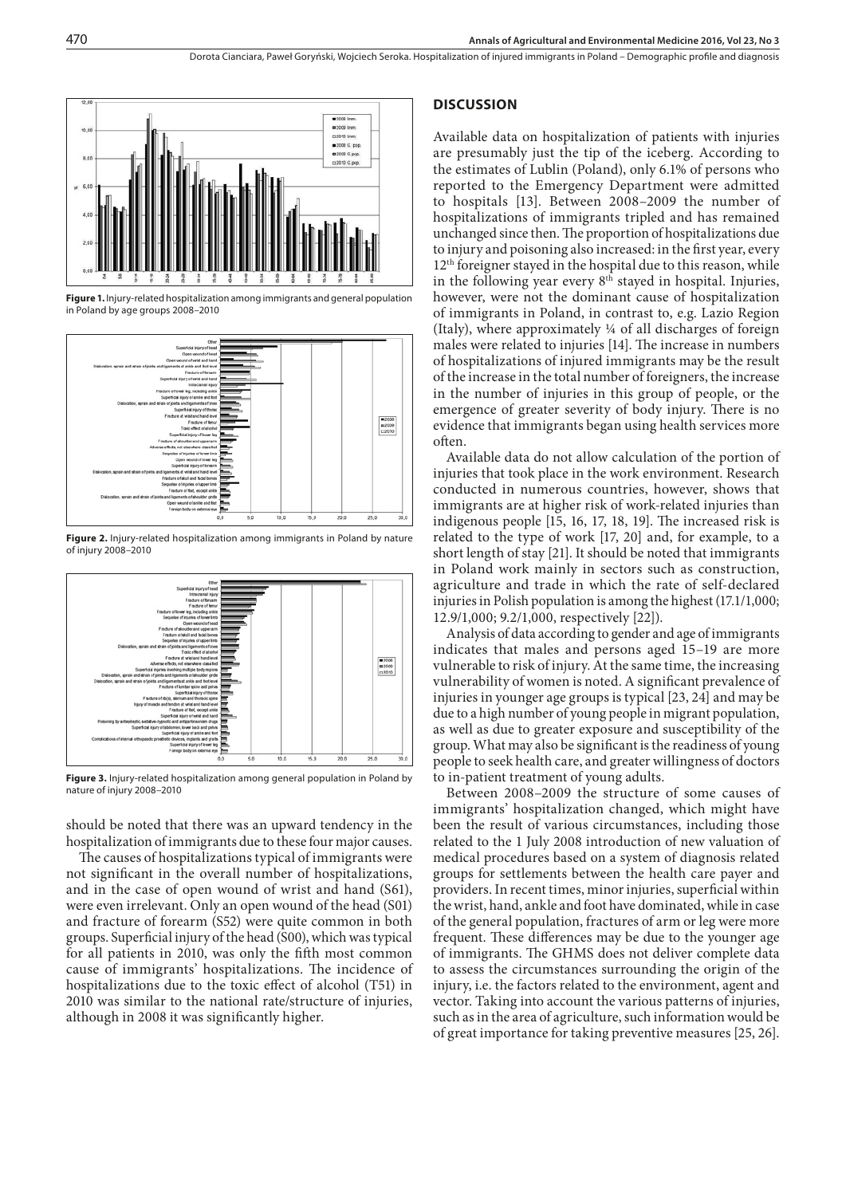**Figure 1.** Injury-related hospitalization among immigrants and general population in Poland by age groups 2008–2010

**Figure 2.** Injury-related hospitalization among immigrants in Poland by nature of injury 2008–2010

**Figure 3.** Injury-related hospitalization among general population in Poland by nature of injury 2008–2010

should be noted that there was an upward tendency in the hospitalization of immigrants due to these four major causes.

The causes of hospitalizations typical of immigrants were not significant in the overall number of hospitalizations, and in the case of open wound of wrist and hand (S61), were even irrelevant. Only an open wound of the head (S01) and fracture of forearm (S52) were quite common in both groups. Superficial injury of the head (S00), which was typical for all patients in 2010, was only the fifth most common cause of immigrants' hospitalizations. The incidence of hospitalizations due to the toxic effect of alcohol (T51) in 2010 was similar to the national rate/structure of injuries, although in 2008 it was significantly higher.

## DISCUSSION

Available data on hospitalization of patients with injuries are presumably just the tip of the iceberg. According to the estimates of Lublin (Poland), only 6.1% of persons who reported to the Emergency Department were admitted to hospitals [13]. Between 2008–2009 the number of hospitalizations of immigrants tripled and has remained unchanged since then. The proportion of hospitalizations due to injury and poisoning also increased: in the first year, every 12[th] foreigner stayed in the hospital due to this reason, while in the following year every 8[th] stayed in hospital. Injuries, however, were not the dominant cause of hospitalization of immigrants in Poland, in contrast to, e.g. Lazio Region (Italy), where approximately ¼ of all discharges of foreign males were related to injuries [14]. The increase in numbers of hospitalizations of injured immigrants may be the result of the increase in the total number of foreigners, the increase in the number of injuries in this group of people, or the emergence of greater severity of body injury. There is no evidence that immigrants began using health services more often.

Available data do not allow calculation of the portion of injuries that took place in the work environment. Research conducted in numerous countries, however, shows that immigrants are at higher risk of work-related injuries than indigenous people [15, 16, 17, 18, 19]. The increased risk is related to the type of work [17, 20] and, for example, to a short length of stay [21]. It should be noted that immigrants in Poland work mainly in sectors such as construction, agriculture and trade in which the rate of self-declared injuries in Polish population is among the highest (17.1/1,000; 12.9/1,000; 9.2/1,000, respectively [22]).

Analysis of data according to gender and age of immigrants indicates that males and persons aged 15–19 are more vulnerable to risk of injury. At the same time, the increasing vulnerability of women is noted. A significant prevalence of injuries in younger age groups is typical [23, 24] and may be due to a high number of young people in migrant population, as well as due to greater exposure and susceptibility of the group. What may also be significant is the readiness of young people to seek health care, and greater willingness of doctors to in-patient treatment of young adults.

Between 2008–2009 the structure of some causes of immigrants' hospitalization changed, which might have been the result of various circumstances, including those related to the 1 July 2008 introduction of new valuation of medical procedures based on a system of diagnosis related groups for settlements between the health care payer and providers. In recent times, minor injuries, superficial within the wrist, hand, ankle and foot have dominated, while in case of the general population, fractures of arm or leg were more frequent. These differences may be due to the younger age of immigrants. The GHMS does not deliver complete data to assess the circumstances surrounding the origin of the injury, i.e. the factors related to the environment, agent and vector. Taking into account the various patterns of injuries, such as in the area of agriculture, such information would be of great importance for taking preventive measures [25, 26].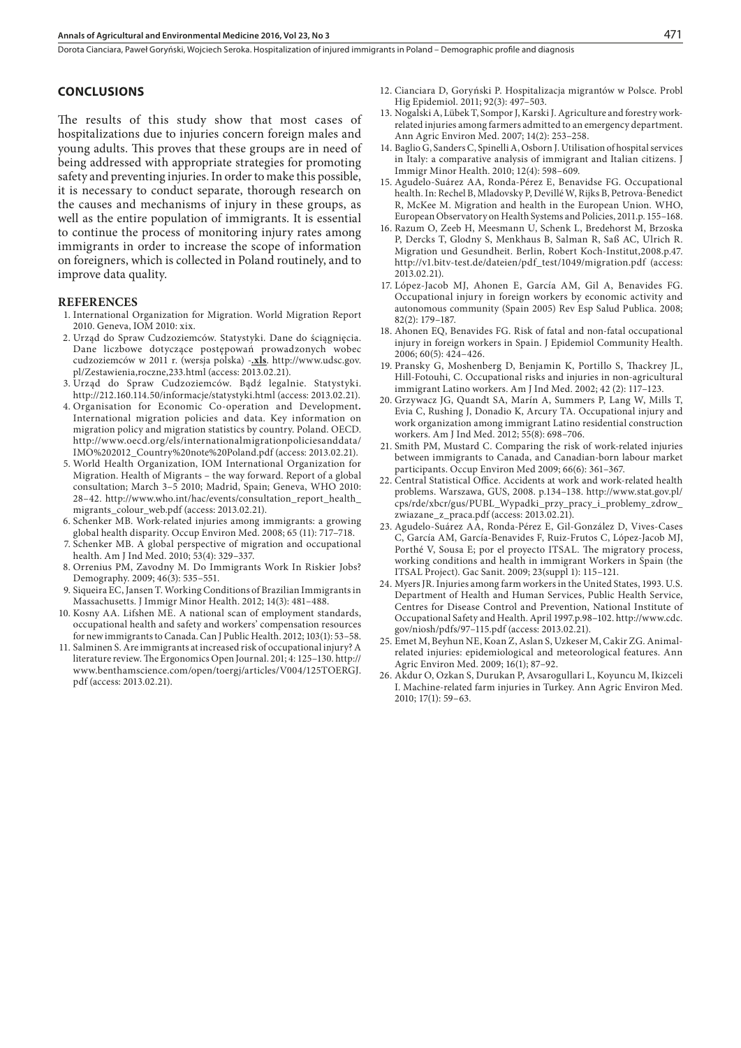## CONCLUSIONS

The results of this study show that most cases of hospitalizations due to injuries concern foreign males and young adults. This proves that these groups are in need of being addressed with appropriate strategies for promoting safety and preventing injuries. In order to make this possible, it is necessary to conduct separate, thorough research on the causes and mechanisms of injury in these groups, as well as the entire population of immigrants. It is essential to continue the process of monitoring injury rates among immigrants in order to increase the scope of information on foreigners, which is collected in Poland routinely, and to improve data quality.

## REFERENCES

1. International Organization for Migration. World Migration Report 2010. Geneva, IOM 2010: xix.
2. Urząd do Spraw Cudzoziemców. Statystyki. Dane do ściągnięcia. Dane liczbowe dotyczące postępowań prowadzonych wobec cudzoziemców w 2011 r. (wersja polska) -**.xls**. http://www.udsc.gov.pl/Zestawienia,roczne,233.html (access: 2013.02.21).
3. Urząd do Spraw Cudzoziemców. Bądź legalnie. Statystyki. http://212.160.114.50/informacje/statystyki.html (access: 2013.02.21).
4. Organisation for Economic Co-operation and Development**.** International migration policies and data. Key information on migration policy and migration statistics by country. Poland. OECD. http://www.oecd.org/els/internationalmigrationpoliciesanddata/IMO%202012_Country%20note%20Poland.pdf (access: 2013.02.21).
5. World Health Organization, IOM International Organization for Migration. Health of Migrants – the way forward. Report of a global consultation; March 3–5 2010; Madrid, Spain; Geneva, WHO 2010: 28–42. http://www.who.int/hac/events/consultation_report_health_migrants_colour_web.pdf (access: 2013.02.21).
6. Schenker MB. Work-related injuries among immigrants: a growing global health disparity. Occup Environ Med. 2008; 65 (11): 717–718.
7. Schenker MB. A global perspective of migration and occupational health. Am J Ind Med. 2010; 53(4): 329–337.
8. Orrenius PM, Zavodny M. Do Immigrants Work In Riskier Jobs? Demography. 2009; 46(3): 535–551.
9. Siqueira EC, Jansen T. Working Conditions of Brazilian Immigrants in Massachusetts. J Immigr Minor Health. 2012; 14(3): 481–488.
10. Kosny AA. Lifshen ME. A national scan of employment standards, occupational health and safety and workers' compensation resources for new immigrants to Canada. Can J Public Health. 2012; 103(1): 53–58.
11. Salminen S. Are immigrants at increased risk of occupational injury? A literature review. The Ergonomics Open Journal. 201; 4: 125–130. http://www.benthamscience.com/open/toergj/articles/V004/125TOERGJ.pdf (access: 2013.02.21).
12. Cianciara D, Goryński P. Hospitalizacja migrantów w Polsce. Probl Hig Epidemiol. 2011; 92(3): 497–503.
13. Nogalski A, Lübek T, Sompor J, Karski J. Agriculture and forestry work-related injuries among farmers admitted to an emergency department. Ann Agric Environ Med. 2007; 14(2): 253–258.
14. Baglio G, Sanders C, Spinelli A, Osborn J. Utilisation of hospital services in Italy: a comparative analysis of immigrant and Italian citizens. J Immigr Minor Health. 2010; 12(4): 598–609.
15. Agudelo-Suárez AA, Ronda-Pérez E, Benavidse FG. Occupational health. In: Rechel B, Mladovsky P, Devillé W, Rijks B, Petrova-Benedict R, McKee M. Migration and health in the European Union. WHO, European Observatory on Health Systems and Policies, 2011.p. 155–168.
16. Razum O, Zeeb H, Meesmann U, Schenk L, Bredehorst M, Brzoska P, Dercks T, Glodny S, Menkhaus B, Salman R, Saß AC, Ulrich R. Migration und Gesundheit. Berlin, Robert Koch-Institut,2008.p.47. http://v1.bitv-test.de/dateien/pdf_test/1049/migration.pdf (access: 2013.02.21).
17. López-Jacob MJ, Ahonen E, García AM, Gil A, Benavides FG. Occupational injury in foreign workers by economic activity and autonomous community (Spain 2005) Rev Esp Salud Publica. 2008; 82(2): 179–187.
18. Ahonen EQ, Benavides FG. Risk of fatal and non-fatal occupational injury in foreign workers in Spain. J Epidemiol Community Health. 2006; 60(5): 424–426.
19. Pransky G, Moshenberg D, Benjamin K, Portillo S, Thackrey JL, Hill-Fotouhi, C. Occupational risks and injuries in non-agricultural immigrant Latino workers. Am J Ind Med. 2002; 42 (2): 117–123.
20. Grzywacz JG, Quandt SA, Marín A, Summers P, Lang W, Mills T, Evia C, Rushing J, Donadio K, Arcury TA. Occupational injury and work organization among immigrant Latino residential construction workers. Am J Ind Med. 2012; 55(8): 698–706.
21. Smith PM, Mustard C. Comparing the risk of work-related injuries between immigrants to Canada, and Canadian-born labour market participants. Occup Environ Med 2009; 66(6): 361–367.
22. Central Statistical Office. Accidents at work and work-related health problems. Warszawa, GUS, 2008. p.134–138. http://www.stat.gov.pl/cps/rde/xbcr/gus/PUBL_Wypadki_przy_pracy_i_problemy_zdrow_zwiazane_z_praca.pdf (access: 2013.02.21).
23. Agudelo-Suárez AA, Ronda-Pérez E, Gil-González D, Vives-Cases C, García AM, García-Benavides F, Ruiz-Frutos C, López-Jacob MJ, Porthé V, Sousa E; por el proyecto ITSAL. The migratory process, working conditions and health in immigrant Workers in Spain (the ITSAL Project). Gac Sanit. 2009; 23(suppl 1): 115–121.
24. Myers JR. Injuries among farm workers in the United States, 1993. U.S. Department of Health and Human Services, Public Health Service, Centres for Disease Control and Prevention, National Institute of Occupational Safety and Health. April 1997.p.98–102. http://www.cdc.gov/niosh/pdfs/97–115.pdf (access: 2013.02.21).
25. Emet M, Beyhun NE, Koan Z, Aslan S, Uzkeser M, Cakir ZG. Animal-related injuries: epidemiological and meteorological features. Ann Agric Environ Med. 2009; 16(1); 87–92.
26. Akdur O, Ozkan S, Durukan P, Avsarogullari L, Koyuncu M, Ikizceli I. Machine-related farm injuries in Turkey. Ann Agric Environ Med. 2010; 17(1): 59–63.